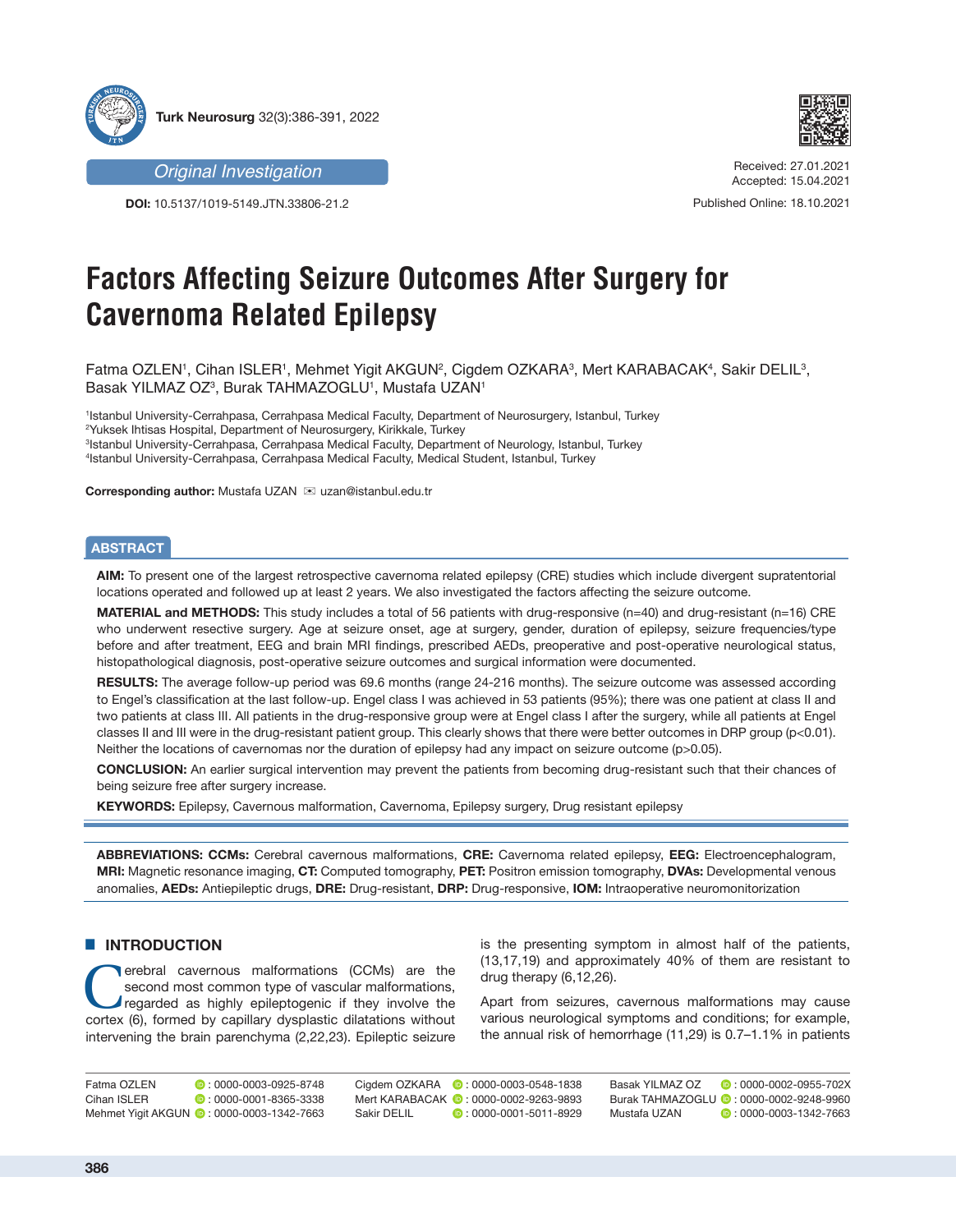Original Investigation

**DOI:** 10.5137/1019-5149.JTN.33806-21.2

Received: 27.01.2021
Accepted: 15.04.2021

Published Online: 18.10.2021

# Factors Affecting Seizure Outcomes After Surgery for Cavernoma Related Epilepsy

Fatma OZLEN[1], Cihan ISLER[1], Mehmet Yigit AKGUN[2], Cigdem OZKARA[3], Mert KARABACAK[4], Sakir DELIL[3], Basak YILMAZ OZ[3], Burak TAHMAZOGLU[1], Mustafa UZAN[1]

[1]Istanbul University-Cerrahpasa, Cerrahpasa Medical Faculty, Department of Neurosurgery, Istanbul, Turkey
[2]Yuksek Ihtisas Hospital, Department of Neurosurgery, Kirikkale, Turkey
[3]Istanbul University-Cerrahpasa, Cerrahpasa Medical Faculty, Department of Neurology, Istanbul, Turkey
[4]Istanbul University-Cerrahpasa, Cerrahpasa Medical Faculty, Medical Student, Istanbul, Turkey

**Corresponding author:** Mustafa UZAN ✉ uzan@istanbul.edu.tr

## ABSTRACT

**AIM:** To present one of the largest retrospective cavernoma related epilepsy (CRE) studies which include divergent supratentorial locations operated and followed up at least 2 years. We also investigated the factors affecting the seizure outcome.

**MATERIAL and METHODS:** This study includes a total of 56 patients with drug-responsive (n=40) and drug-resistant (n=16) CRE who underwent resective surgery. Age at seizure onset, age at surgery, gender, duration of epilepsy, seizure frequencies/type before and after treatment, EEG and brain MRI findings, prescribed AEDs, preoperative and post-operative neurological status, histopathological diagnosis, post-operative seizure outcomes and surgical information were documented.

**RESULTS:** The average follow-up period was 69.6 months (range 24-216 months). The seizure outcome was assessed according to Engel's classification at the last follow-up. Engel class I was achieved in 53 patients (95%); there was one patient at class II and two patients at class III. All patients in the drug-responsive group were at Engel class I after the surgery, while all patients at Engel classes II and III were in the drug-resistant patient group. This clearly shows that there were better outcomes in DRP group ($p<0.01$). Neither the locations of cavernomas nor the duration of epilepsy had any impact on seizure outcome ($p>0.05$).

**CONCLUSION:** An earlier surgical intervention may prevent the patients from becoming drug-resistant such that their chances of being seizure free after surgery increase.

**KEYWORDS:** Epilepsy, Cavernous malformation, Cavernoma, Epilepsy surgery, Drug resistant epilepsy

**ABBREVIATIONS: CCMs:** Cerebral cavernous malformations, **CRE:** Cavernoma related epilepsy, **EEG:** Electroencephalogram, **MRI:** Magnetic resonance imaging, **CT:** Computed tomography, **PET:** Positron emission tomography, **DVAs:** Developmental venous anomalies, **AEDs:** Antiepileptic drugs, **DRE:** Drug-resistant, **DRP:** Drug-responsive, **IOM:** Intraoperative neuromonitorization

## INTRODUCTION

Cerebral cavernous malformations (CCMs) are the second most common type of vascular malformations, regarded as highly epileptogenic if they involve the cortex (6), formed by capillary dysplastic dilatations without intervening the brain parenchyma (2,22,23). Epileptic seizure is the presenting symptom in almost half of the patients, (13,17,19) and approximately 40% of them are resistant to drug therapy (6,12,26).

Apart from seizures, cavernous malformations may cause various neurological symptoms and conditions; for example, the annual risk of hemorrhage (11,29) is 0.7–1.1% in patients

Fatma OZLEN : 0000-0003-0925-8748
Cihan ISLER : 0000-0001-8365-3338
Mehmet Yigit AKGUN : 0000-0003-1342-7663
Cigdem OZKARA : 0000-0003-0548-1838
Mert KARABACAK : 0000-0002-9263-9893
Sakir DELIL : 0000-0001-5011-8929
Basak YILMAZ OZ : 0000-0002-0955-702X
Burak TAHMAZOGLU : 0000-0002-9248-9960
Mustafa UZAN : 0000-0003-1342-7663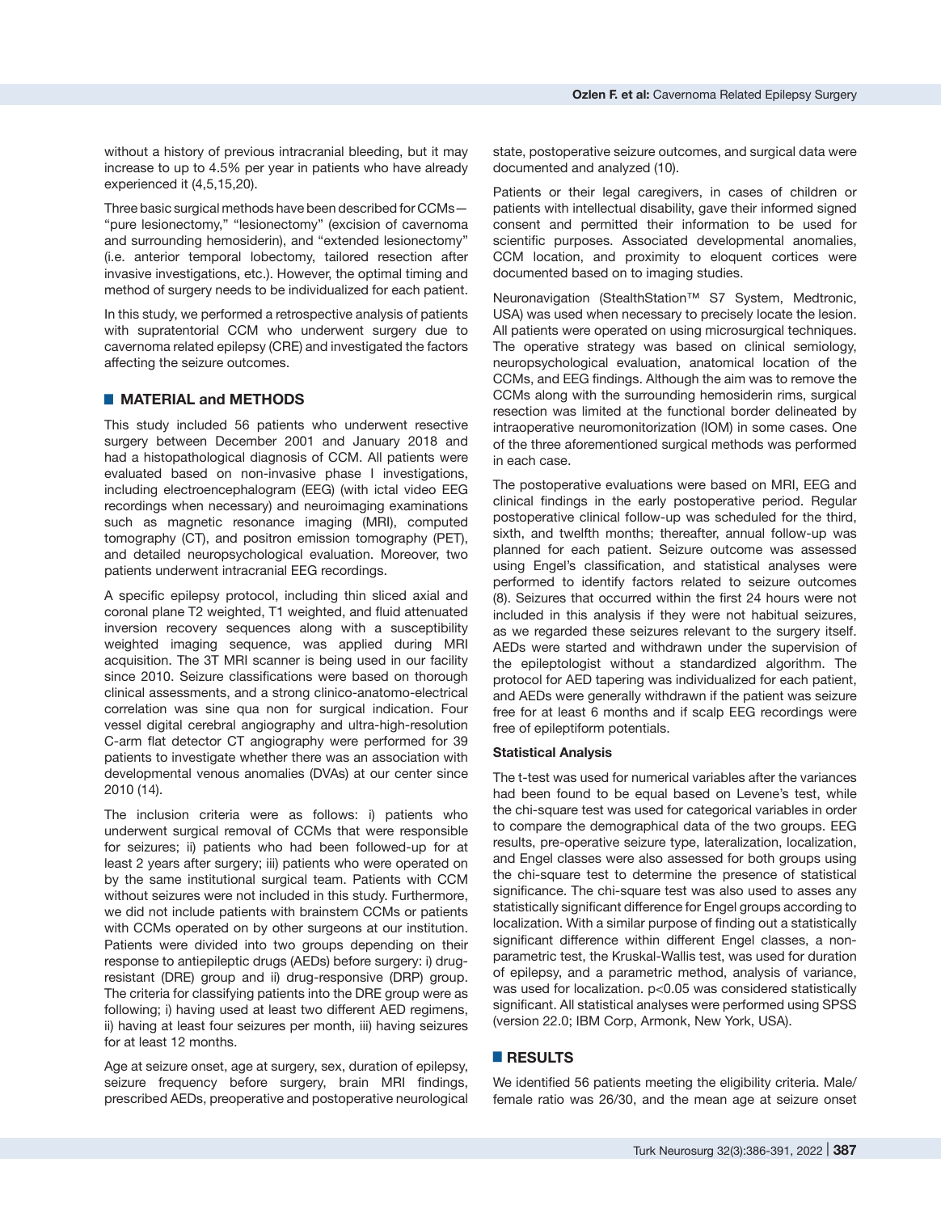without a history of previous intracranial bleeding, but it may increase to up to 4.5% per year in patients who have already experienced it (4,5,15,20).

Three basic surgical methods have been described for CCMs—"pure lesionectomy," "lesionectomy" (excision of cavernoma and surrounding hemosiderin), and "extended lesionectomy" (i.e. anterior temporal lobectomy, tailored resection after invasive investigations, etc.). However, the optimal timing and method of surgery needs to be individualized for each patient.

In this study, we performed a retrospective analysis of patients with supratentorial CCM who underwent surgery due to cavernoma related epilepsy (CRE) and investigated the factors affecting the seizure outcomes.

## MATERIAL and METHODS

This study included 56 patients who underwent resective surgery between December 2001 and January 2018 and had a histopathological diagnosis of CCM. All patients were evaluated based on non-invasive phase I investigations, including electroencephalogram (EEG) (with ictal video EEG recordings when necessary) and neuroimaging examinations such as magnetic resonance imaging (MRI), computed tomography (CT), and positron emission tomography (PET), and detailed neuropsychological evaluation. Moreover, two patients underwent intracranial EEG recordings.

A specific epilepsy protocol, including thin sliced axial and coronal plane T2 weighted, T1 weighted, and fluid attenuated inversion recovery sequences along with a susceptibility weighted imaging sequence, was applied during MRI acquisition. The 3T MRI scanner is being used in our facility since 2010. Seizure classifications were based on thorough clinical assessments, and a strong clinico-anatomo-electrical correlation was sine qua non for surgical indication. Four vessel digital cerebral angiography and ultra-high-resolution C-arm flat detector CT angiography were performed for 39 patients to investigate whether there was an association with developmental venous anomalies (DVAs) at our center since 2010 (14).

The inclusion criteria were as follows: i) patients who underwent surgical removal of CCMs that were responsible for seizures; ii) patients who had been followed-up for at least 2 years after surgery; iii) patients who were operated on by the same institutional surgical team. Patients with CCM without seizures were not included in this study. Furthermore, we did not include patients with brainstem CCMs or patients with CCMs operated on by other surgeons at our institution. Patients were divided into two groups depending on their response to antiepileptic drugs (AEDs) before surgery: i) drug-resistant (DRE) group and ii) drug-responsive (DRP) group. The criteria for classifying patients into the DRE group were as following; i) having used at least two different AED regimens, ii) having at least four seizures per month, iii) having seizures for at least 12 months.

Age at seizure onset, age at surgery, sex, duration of epilepsy, seizure frequency before surgery, brain MRI findings, prescribed AEDs, preoperative and postoperative neurological state, postoperative seizure outcomes, and surgical data were documented and analyzed (10).

Patients or their legal caregivers, in cases of children or patients with intellectual disability, gave their informed signed consent and permitted their information to be used for scientific purposes. Associated developmental anomalies, CCM location, and proximity to eloquent cortices were documented based on to imaging studies.

Neuronavigation (StealthStation™ S7 System, Medtronic, USA) was used when necessary to precisely locate the lesion. All patients were operated on using microsurgical techniques. The operative strategy was based on clinical semiology, neuropsychological evaluation, anatomical location of the CCMs, and EEG findings. Although the aim was to remove the CCMs along with the surrounding hemosiderin rims, surgical resection was limited at the functional border delineated by intraoperative neuromonitorization (IOM) in some cases. One of the three aforementioned surgical methods was performed in each case.

The postoperative evaluations were based on MRI, EEG and clinical findings in the early postoperative period. Regular postoperative clinical follow-up was scheduled for the third, sixth, and twelfth months; thereafter, annual follow-up was planned for each patient. Seizure outcome was assessed using Engel's classification, and statistical analyses were performed to identify factors related to seizure outcomes (8). Seizures that occurred within the first 24 hours were not included in this analysis if they were not habitual seizures, as we regarded these seizures relevant to the surgery itself. AEDs were started and withdrawn under the supervision of the epileptologist without a standardized algorithm. The protocol for AED tapering was individualized for each patient, and AEDs were generally withdrawn if the patient was seizure free for at least 6 months and if scalp EEG recordings were free of epileptiform potentials.

### Statistical Analysis

The t-test was used for numerical variables after the variances had been found to be equal based on Levene's test, while the chi-square test was used for categorical variables in order to compare the demographical data of the two groups. EEG results, pre-operative seizure type, lateralization, localization, and Engel classes were also assessed for both groups using the chi-square test to determine the presence of statistical significance. The chi-square test was also used to asses any statistically significant difference for Engel groups according to localization. With a similar purpose of finding out a statistically significant difference within different Engel classes, a non-parametric test, the Kruskal-Wallis test, was used for duration of epilepsy, and a parametric method, analysis of variance, was used for localization. $p<0.05$ was considered statistically significant. All statistical analyses were performed using SPSS (version 22.0; IBM Corp, Armonk, New York, USA).

## RESULTS

We identified 56 patients meeting the eligibility criteria. Male/female ratio was 26/30, and the mean age at seizure onset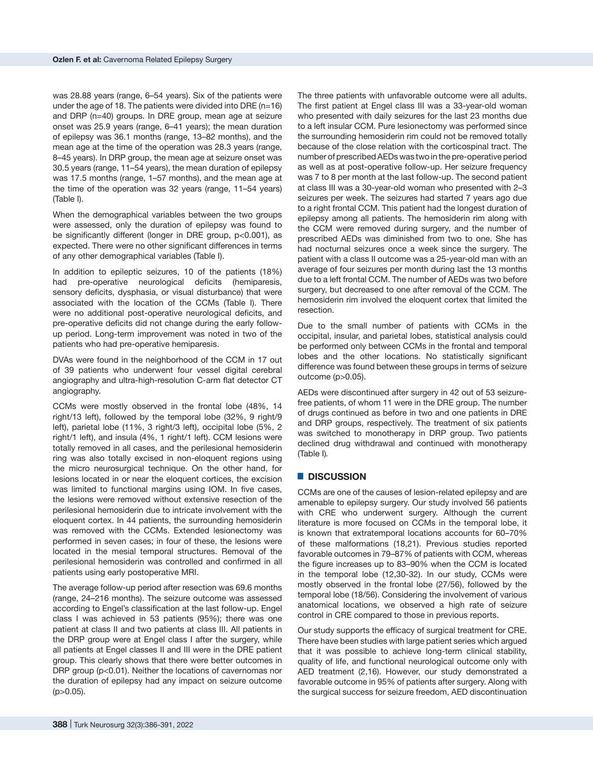was 28.88 years (range, 6–54 years). Six of the patients were under the age of 18. The patients were divided into DRE (n=16) and DRP (n=40) groups. In DRE group, mean age at seizure onset was 25.9 years (range, 6–41 years); the mean duration of epilepsy was 36.1 months (range, 13–82 months), and the mean age at the time of the operation was 28.3 years (range, 8–45 years). In DRP group, the mean age at seizure onset was 30.5 years (range, 11–54 years), the mean duration of epilepsy was 17.5 months (range, 1–57 months), and the mean age at the time of the operation was 32 years (range, 11–54 years) (Table I).

When the demographical variables between the two groups were assessed, only the duration of epilepsy was found to be significantly different (longer in DRE group, $p<0.001$), as expected. There were no other significant differences in terms of any other demographical variables (Table I).

In addition to epileptic seizures, 10 of the patients (18%) had pre-operative neurological deficits (hemiparesis, sensory deficits, dysphasia, or visual disturbance) that were associated with the location of the CCMs (Table I). There were no additional post-operative neurological deficits, and pre-operative deficits did not change during the early follow-up period. Long-term improvement was noted in two of the patients who had pre-operative hemiparesis.

DVAs were found in the neighborhood of the CCM in 17 out of 39 patients who underwent four vessel digital cerebral angiography and ultra-high-resolution C-arm flat detector CT angiography.

CCMs were mostly observed in the frontal lobe (48%, 14 right/13 left), followed by the temporal lobe (32%, 9 right/9 left), parietal lobe (11%, 3 right/3 left), occipital lobe (5%, 2 right/1 left), and insula (4%, 1 right/1 left). CCM lesions were totally removed in all cases, and the perilesional hemosiderin ring was also totally excised in non-eloquent regions using the micro neurosurgical technique. On the other hand, for lesions located in or near the eloquent cortices, the excision was limited to functional margins using IOM. In five cases, the lesions were removed without extensive resection of the perilesional hemosiderin due to intricate involvement with the eloquent cortex. In 44 patients, the surrounding hemosiderin was removed with the CCMs. Extended lesionectomy was performed in seven cases; in four of these, the lesions were located in the mesial temporal structures. Removal of the perilesional hemosiderin was controlled and confirmed in all patients using early postoperative MRI.

The average follow-up period after resection was 69.6 months (range, 24–216 months). The seizure outcome was assessed according to Engel's classification at the last follow-up. Engel class I was achieved in 53 patients (95%); there was one patient at class II and two patients at class III. All patients in the DRP group were at Engel class I after the surgery, while all patients at Engel classes II and III were in the DRE patient group. This clearly shows that there were better outcomes in DRP group ($p<0.01$). Neither the locations of cavernomas nor the duration of epilepsy had any impact on seizure outcome ($p>0.05$).

The three patients with unfavorable outcome were all adults. The first patient at Engel class III was a 33-year-old woman who presented with daily seizures for the last 23 months due to a left insular CCM. Pure lesionectomy was performed since the surrounding hemosiderin rim could not be removed totally because of the close relation with the corticospinal tract. The number of prescribed AEDs was two in the pre-operative period as well as at post-operative follow-up. Her seizure frequency was 7 to 8 per month at the last follow-up. The second patient at class III was a 30-year-old woman who presented with 2–3 seizures per week. The seizures had started 7 years ago due to a right frontal CCM. This patient had the longest duration of epilepsy among all patients. The hemosiderin rim along with the CCM were removed during surgery, and the number of prescribed AEDs was diminished from two to one. She has had nocturnal seizures once a week since the surgery. The patient with a class II outcome was a 25-year-old man with an average of four seizures per month during last the 13 months due to a left frontal CCM. The number of AEDs was two before surgery, but decreased to one after removal of the CCM. The hemosiderin rim involved the eloquent cortex that limited the resection.

Due to the small number of patients with CCMs in the occipital, insular, and parietal lobes, statistical analysis could be performed only between CCMs in the frontal and temporal lobes and the other locations. No statistically significant difference was found between these groups in terms of seizure outcome ($p>0.05$).

AEDs were discontinued after surgery in 42 out of 53 seizure-free patients, of whom 11 were in the DRE group. The number of drugs continued as before in two and one patients in DRE and DRP groups, respectively. The treatment of six patients was switched to monotherapy in DRP group. Two patients declined drug withdrawal and continued with monotherapy (Table I).

## DISCUSSION

CCMs are one of the causes of lesion-related epilepsy and are amenable to epilepsy surgery. Our study involved 56 patients with CRE who underwent surgery. Although the current literature is more focused on CCMs in the temporal lobe, it is known that extratemporal locations accounts for 60–70% of these malformations (18,21). Previous studies reported favorable outcomes in 79–87% of patients with CCM, whereas the figure increases up to 83–90% when the CCM is located in the temporal lobe (12,30-32). In our study, CCMs were mostly observed in the frontal lobe (27/56), followed by the temporal lobe (18/56). Considering the involvement of various anatomical locations, we observed a high rate of seizure control in CRE compared to those in previous reports.

Our study supports the efficacy of surgical treatment for CRE. There have been studies with large patient series which argued that it was possible to achieve long-term clinical stability, quality of life, and functional neurological outcome only with AED treatment (2,16). However, our study demonstrated a favorable outcome in 95% of patients after surgery. Along with the surgical success for seizure freedom, AED discontinuation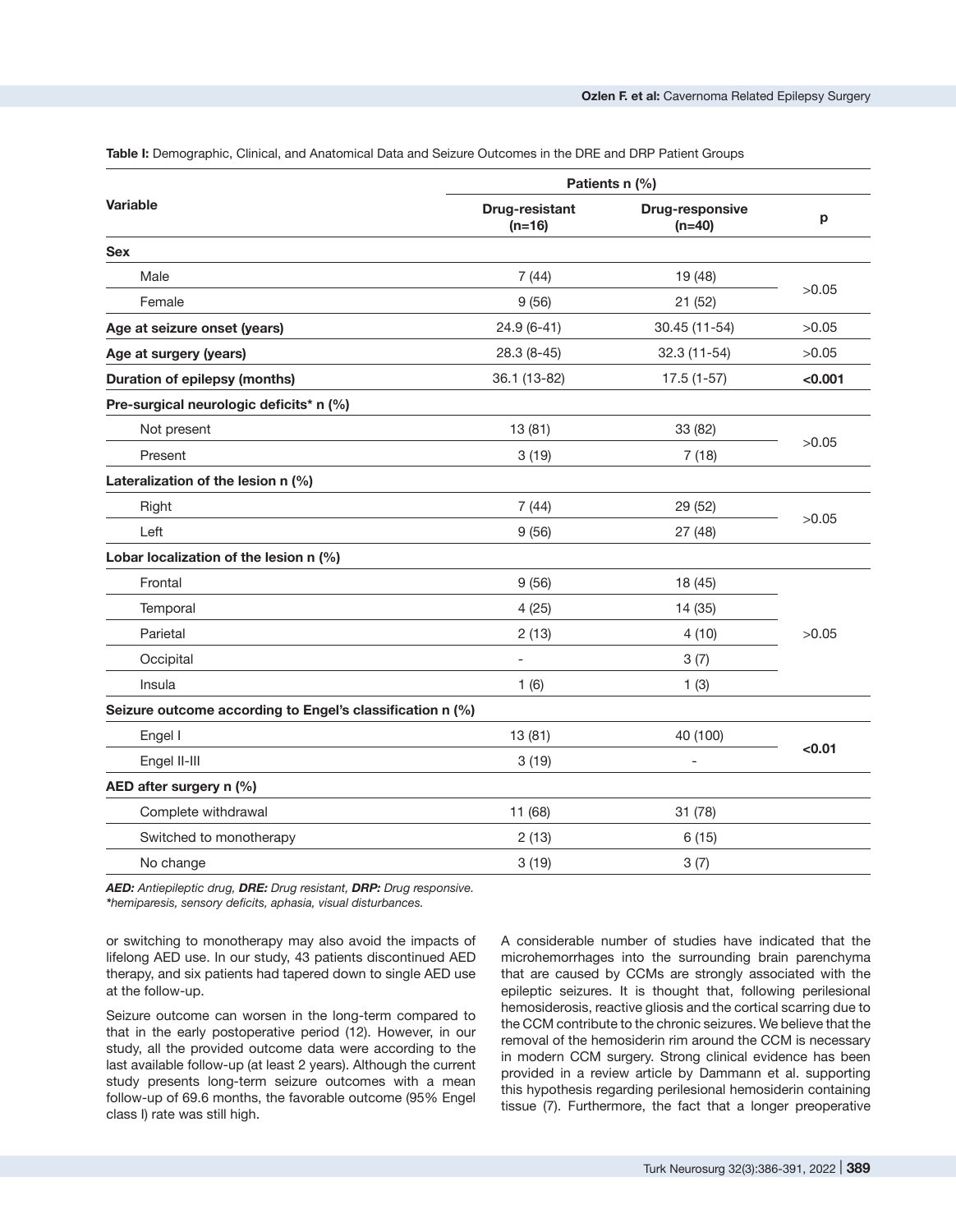**Table I:** Demographic, Clinical, and Anatomical Data and Seizure Outcomes in the DRE and DRP Patient Groups

| Variable | Patients n (%) | | |
|---|---|---|---|
| | **Drug-resistant (n=16)** | **Drug-responsive (n=40)** | **p** |
| **Sex** | | | |
| Male | 7 (44) | 19 (48) | >0.05 |
| Female | 9 (56) | 21 (52) | |
| **Age at seizure onset (years)** | 24.9 (6-41) | 30.45 (11-54) | >0.05 |
| **Age at surgery (years)** | 28.3 (8-45) | 32.3 (11-54) | >0.05 |
| **Duration of epilepsy (months)** | 36.1 (13-82) | 17.5 (1-57) | **<0.001** |
| **Pre-surgical neurologic deficits* n (%)** | | | |
| Not present | 13 (81) | 33 (82) | >0.05 |
| Present | 3 (19) | 7 (18) | |
| **Lateralization of the lesion n (%)** | | | |
| Right | 7 (44) | 29 (52) | >0.05 |
| Left | 9 (56) | 27 (48) | |
| **Lobar localization of the lesion n (%)** | | | |
| Frontal | 9 (56) | 18 (45) | >0.05 |
| Temporal | 4 (25) | 14 (35) | |
| Parietal | 2 (13) | 4 (10) | |
| Occipital | - | 3 (7) | |
| Insula | 1 (6) | 1 (3) | |
| **Seizure outcome according to Engel's classification n (%)** | | | |
| Engel I | 13 (81) | 40 (100) | **<0.01** |
| Engel II-III | 3 (19) | - | |
| **AED after surgery n (%)** | | | |
| Complete withdrawal | 11 (68) | 31 (78) | |
| Switched to monotherapy | 2 (13) | 6 (15) | |
| No change | 3 (19) | 3 (7) | |

***AED:** Antiepileptic drug, **DRE:** Drug resistant, **DRP:** Drug responsive.*
**hemiparesis, sensory deficits, aphasia, visual disturbances.*

or switching to monotherapy may also avoid the impacts of lifelong AED use. In our study, 43 patients discontinued AED therapy, and six patients had tapered down to single AED use at the follow-up.

Seizure outcome can worsen in the long-term compared to that in the early postoperative period (12). However, in our study, all the provided outcome data were according to the last available follow-up (at least 2 years). Although the current study presents long-term seizure outcomes with a mean follow-up of 69.6 months, the favorable outcome (95% Engel class I) rate was still high.

A considerable number of studies have indicated that the microhemorrhages into the surrounding brain parenchyma that are caused by CCMs are strongly associated with the epileptic seizures. It is thought that, following perilesional hemosiderosis, reactive gliosis and the cortical scarring due to the CCM contribute to the chronic seizures. We believe that the removal of the hemosiderin rim around the CCM is necessary in modern CCM surgery. Strong clinical evidence has been provided in a review article by Dammann et al. supporting this hypothesis regarding perilesional hemosiderin containing tissue (7). Furthermore, the fact that a longer preoperative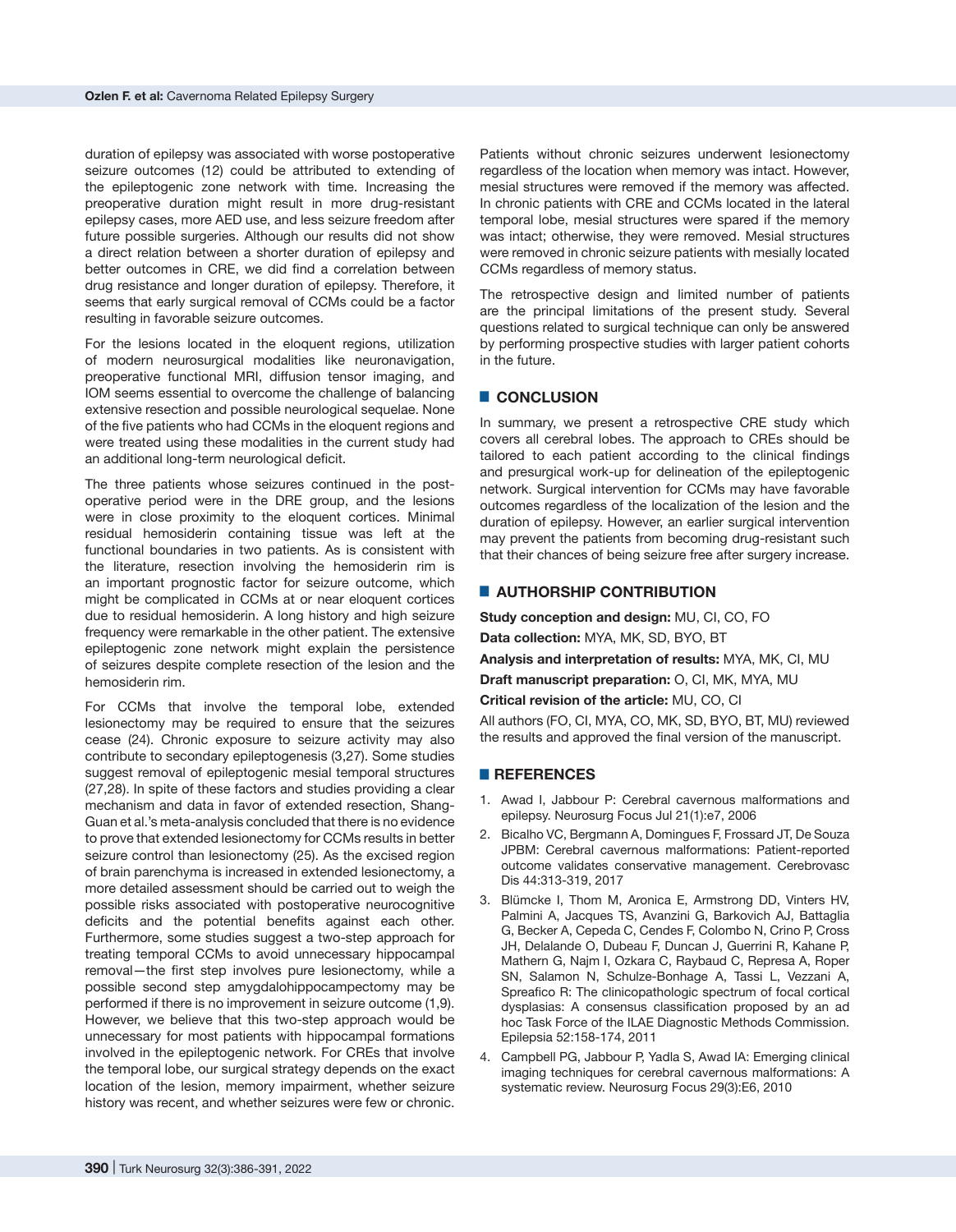duration of epilepsy was associated with worse postoperative seizure outcomes (12) could be attributed to extending of the epileptogenic zone network with time. Increasing the preoperative duration might result in more drug-resistant epilepsy cases, more AED use, and less seizure freedom after future possible surgeries. Although our results did not show a direct relation between a shorter duration of epilepsy and better outcomes in CRE, we did find a correlation between drug resistance and longer duration of epilepsy. Therefore, it seems that early surgical removal of CCMs could be a factor resulting in favorable seizure outcomes.

For the lesions located in the eloquent regions, utilization of modern neurosurgical modalities like neuronavigation, preoperative functional MRI, diffusion tensor imaging, and IOM seems essential to overcome the challenge of balancing extensive resection and possible neurological sequelae. None of the five patients who had CCMs in the eloquent regions and were treated using these modalities in the current study had an additional long-term neurological deficit.

The three patients whose seizures continued in the post-operative period were in the DRE group, and the lesions were in close proximity to the eloquent cortices. Minimal residual hemosiderin containing tissue was left at the functional boundaries in two patients. As is consistent with the literature, resection involving the hemosiderin rim is an important prognostic factor for seizure outcome, which might be complicated in CCMs at or near eloquent cortices due to residual hemosiderin. A long history and high seizure frequency were remarkable in the other patient. The extensive epileptogenic zone network might explain the persistence of seizures despite complete resection of the lesion and the hemosiderin rim.

For CCMs that involve the temporal lobe, extended lesionectomy may be required to ensure that the seizures cease (24). Chronic exposure to seizure activity may also contribute to secondary epileptogenesis (3,27). Some studies suggest removal of epileptogenic mesial temporal structures (27,28). In spite of these factors and studies providing a clear mechanism and data in favor of extended resection, Shang-Guan et al.'s meta-analysis concluded that there is no evidence to prove that extended lesionectomy for CCMs results in better seizure control than lesionectomy (25). As the excised region of brain parenchyma is increased in extended lesionectomy, a more detailed assessment should be carried out to weigh the possible risks associated with postoperative neurocognitive deficits and the potential benefits against each other. Furthermore, some studies suggest a two-step approach for treating temporal CCMs to avoid unnecessary hippocampal removal—the first step involves pure lesionectomy, while a possible second step amygdalohippocampectomy may be performed if there is no improvement in seizure outcome (1,9). However, we believe that this two-step approach would be unnecessary for most patients with hippocampal formations involved in the epileptogenic network. For CREs that involve the temporal lobe, our surgical strategy depends on the exact location of the lesion, memory impairment, whether seizure history was recent, and whether seizures were few or chronic. Patients without chronic seizures underwent lesionectomy regardless of the location when memory was intact. However, mesial structures were removed if the memory was affected. In chronic patients with CRE and CCMs located in the lateral temporal lobe, mesial structures were spared if the memory was intact; otherwise, they were removed. Mesial structures were removed in chronic seizure patients with mesially located CCMs regardless of memory status.

The retrospective design and limited number of patients are the principal limitations of the present study. Several questions related to surgical technique can only be answered by performing prospective studies with larger patient cohorts in the future.

## CONCLUSION

In summary, we present a retrospective CRE study which covers all cerebral lobes. The approach to CREs should be tailored to each patient according to the clinical findings and presurgical work-up for delineation of the epileptogenic network. Surgical intervention for CCMs may have favorable outcomes regardless of the localization of the lesion and the duration of epilepsy. However, an earlier surgical intervention may prevent the patients from becoming drug-resistant such that their chances of being seizure free after surgery increase.

## AUTHORSHIP CONTRIBUTION

**Study conception and design:** MU, CI, CO, FO

**Data collection:** MYA, MK, SD, BYO, BT

**Analysis and interpretation of results:** MYA, MK, CI, MU

**Draft manuscript preparation:** O, CI, MK, MYA, MU

**Critical revision of the article:** MU, CO, CI

All authors (FO, CI, MYA, CO, MK, SD, BYO, BT, MU) reviewed the results and approved the final version of the manuscript.

## REFERENCES

1. Awad I, Jabbour P: Cerebral cavernous malformations and epilepsy. Neurosurg Focus Jul 21(1):e7, 2006
2. Bicalho VC, Bergmann A, Domingues F, Frossard JT, De Souza JPBM: Cerebral cavernous malformations: Patient-reported outcome validates conservative management. Cerebrovasc Dis 44:313-319, 2017
3. Blümcke I, Thom M, Aronica E, Armstrong DD, Vinters HV, Palmini A, Jacques TS, Avanzini G, Barkovich AJ, Battaglia G, Becker A, Cepeda C, Cendes F, Colombo N, Crino P, Cross JH, Delalande O, Dubeau F, Duncan J, Guerrini R, Kahane P, Mathern G, Najm I, Ozkara C, Raybaud C, Represa A, Roper SN, Salamon N, Schulze-Bonhage A, Tassi L, Vezzani A, Spreafico R: The clinicopathologic spectrum of focal cortical dysplasias: A consensus classification proposed by an ad hoc Task Force of the ILAE Diagnostic Methods Commission. Epilepsia 52:158-174, 2011
4. Campbell PG, Jabbour P, Yadla S, Awad IA: Emerging clinical imaging techniques for cerebral cavernous malformations: A systematic review. Neurosurg Focus 29(3):E6, 2010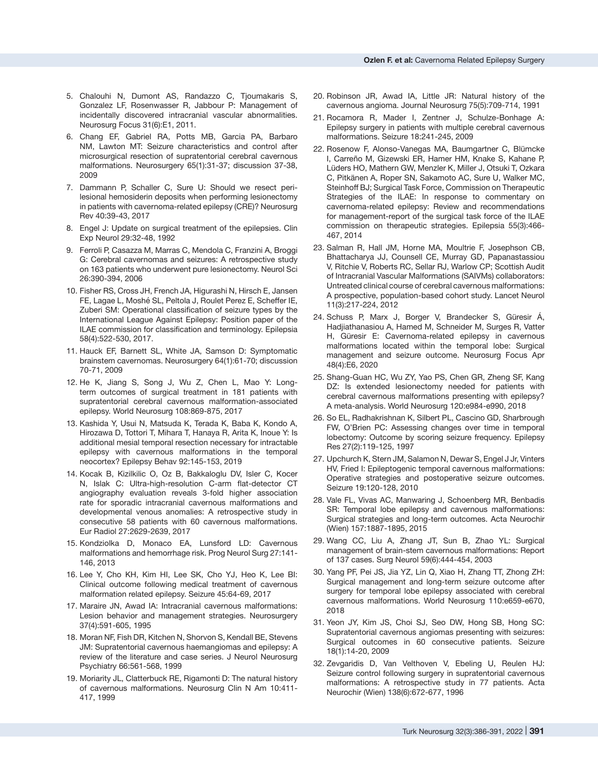5. Chalouhi N, Dumont AS, Randazzo C, Tjoumakaris S, Gonzalez LF, Rosenwasser R, Jabbour P: Management of incidentally discovered intracranial vascular abnormalities. Neurosurg Focus 31(6):E1, 2011.
6. Chang EF, Gabriel RA, Potts MB, Garcia PA, Barbaro NM, Lawton MT: Seizure characteristics and control after microsurgical resection of supratentorial cerebral cavernous malformations. Neurosurgery 65(1):31-37; discussion 37-38, 2009
7. Dammann P, Schaller C, Sure U: Should we resect peri-lesional hemosiderin deposits when performing lesionectomy in patients with cavernoma-related epilepsy (CRE)? Neurosurg Rev 40:39-43, 2017
8. Engel J: Update on surgical treatment of the epilepsies. Clin Exp Neurol 29:32-48, 1992
9. Ferroli P, Casazza M, Marras C, Mendola C, Franzini A, Broggi G: Cerebral cavernomas and seizures: A retrospective study on 163 patients who underwent pure lesionectomy. Neurol Sci 26:390-394, 2006
10. Fisher RS, Cross JH, French JA, Higurashi N, Hirsch E, Jansen FE, Lagae L, Moshé SL, Peltola J, Roulet Perez E, Scheffer IE, Zuberi SM: Operational classification of seizure types by the International League Against Epilepsy: Position paper of the ILAE commission for classification and terminology. Epilepsia 58(4):522-530, 2017.
11. Hauck EF, Barnett SL, White JA, Samson D: Symptomatic brainstem cavernomas. Neurosurgery 64(1):61-70; discussion 70-71, 2009
12. He K, Jiang S, Song J, Wu Z, Chen L, Mao Y: Long-term outcomes of surgical treatment in 181 patients with supratentorial cerebral cavernous malformation-associated epilepsy. World Neurosurg 108:869-875, 2017
13. Kashida Y, Usui N, Matsuda K, Terada K, Baba K, Kondo A, Hirozawa D, Tottori T, Mihara T, Hanaya R, Arita K, Inoue Y: Is additional mesial temporal resection necessary for intractable epilepsy with cavernous malformations in the temporal neocortex? Epilepsy Behav 92:145-153, 2019
14. Kocak B, Kizilkilic O, Oz B, Bakkaloglu DV, Isler C, Kocer N, Islak C: Ultra-high-resolution C-arm flat-detector CT angiography evaluation reveals 3-fold higher association rate for sporadic intracranial cavernous malformations and developmental venous anomalies: A retrospective study in consecutive 58 patients with 60 cavernous malformations. Eur Radiol 27:2629-2639, 2017
15. Kondziolka D, Monaco EA, Lunsford LD: Cavernous malformations and hemorrhage risk. Prog Neurol Surg 27:141-146, 2013
16. Lee Y, Cho KH, Kim HI, Lee SK, Cho YJ, Heo K, Lee BI: Clinical outcome following medical treatment of cavernous malformation related epilepsy. Seizure 45:64-69, 2017
17. Maraire JN, Awad IA: Intracranial cavernous malformations: Lesion behavior and management strategies. Neurosurgery 37(4):591-605, 1995
18. Moran NF, Fish DR, Kitchen N, Shorvon S, Kendall BE, Stevens JM: Supratentorial cavernous haemangiomas and epilepsy: A review of the literature and case series. J Neurol Neurosurg Psychiatry 66:561-568, 1999
19. Moriarity JL, Clatterbuck RE, Rigamonti D: The natural history of cavernous malformations. Neurosurg Clin N Am 10:411-417, 1999
20. Robinson JR, Awad IA, Little JR: Natural history of the cavernous angioma. Journal Neurosurg 75(5):709-714, 1991
21. Rocamora R, Mader I, Zentner J, Schulze-Bonhage A: Epilepsy surgery in patients with multiple cerebral cavernous malformations. Seizure 18:241-245, 2009
22. Rosenow F, Alonso-Vanegas MA, Baumgartner C, Blümcke I, Carreño M, Gizewski ER, Hamer HM, Knake S, Kahane P, Lüders HO, Mathern GW, Menzler K, Miller J, Otsuki T, Ozkara C, Pitkänen A, Roper SN, Sakamoto AC, Sure U, Walker MC, Steinhoff BJ; Surgical Task Force, Commission on Therapeutic Strategies of the ILAE: In response to commentary on cavernoma-related epilepsy: Review and recommendations for management-report of the surgical task force of the ILAE commission on therapeutic strategies. Epilepsia 55(3):466-467, 2014
23. Salman R, Hall JM, Horne MA, Moultrie F, Josephson CB, Bhattacharya JJ, Counsell CE, Murray GD, Papanastassiou V, Ritchie V, Roberts RC, Sellar RJ, Warlow CP; Scottish Audit of Intracranial Vascular Malformations (SAIVMs) collaborators: Untreated clinical course of cerebral cavernous malformations: A prospective, population-based cohort study. Lancet Neurol 11(3):217-224, 2012
24. Schuss P, Marx J, Borger V, Brandecker S, Güresir Á, Hadjiathanasiou A, Hamed M, Schneider M, Surges R, Vatter H, Güresir E: Cavernoma-related epilepsy in cavernous malformations located within the temporal lobe: Surgical management and seizure outcome. Neurosurg Focus Apr 48(4):E6, 2020
25. Shang-Guan HC, Wu ZY, Yao PS, Chen GR, Zheng SF, Kang DZ: Is extended lesionectomy needed for patients with cerebral cavernous malformations presenting with epilepsy? A meta-analysis. World Neurosurg 120:e984-e990, 2018
26. So EL, Radhakrishnan K, Silbert PL, Cascino GD, Sharbrough FW, O'Brien PC: Assessing changes over time in temporal lobectomy: Outcome by scoring seizure frequency. Epilepsy Res 27(2):119-125, 1997
27. Upchurch K, Stern JM, Salamon N, Dewar S, Engel J Jr, Vinters HV, Fried I: Epileptogenic temporal cavernous malformations: Operative strategies and postoperative seizure outcomes. Seizure 19:120-128, 2010
28. Vale FL, Vivas AC, Manwaring J, Schoenberg MR, Benbadis SR: Temporal lobe epilepsy and cavernous malformations: Surgical strategies and long-term outcomes. Acta Neurochir (Wien) 157:1887-1895, 2015
29. Wang CC, Liu A, Zhang JT, Sun B, Zhao YL: Surgical management of brain-stem cavernous malformations: Report of 137 cases. Surg Neurol 59(6):444-454, 2003
30. Yang PF, Pei JS, Jia YZ, Lin Q, Xiao H, Zhang TT, Zhong ZH: Surgical management and long-term seizure outcome after surgery for temporal lobe epilepsy associated with cerebral cavernous malformations. World Neurosurg 110:e659-e670, 2018
31. Yeon JY, Kim JS, Choi SJ, Seo DW, Hong SB, Hong SC: Supratentorial cavernous angiomas presenting with seizures: Surgical outcomes in 60 consecutive patients. Seizure 18(1):14-20, 2009
32. Zevgaridis D, Van Velthoven V, Ebeling U, Reulen HJ: Seizure control following surgery in supratentorial cavernous malformations: A retrospective study in 77 patients. Acta Neurochir (Wien) 138(6):672-677, 1996